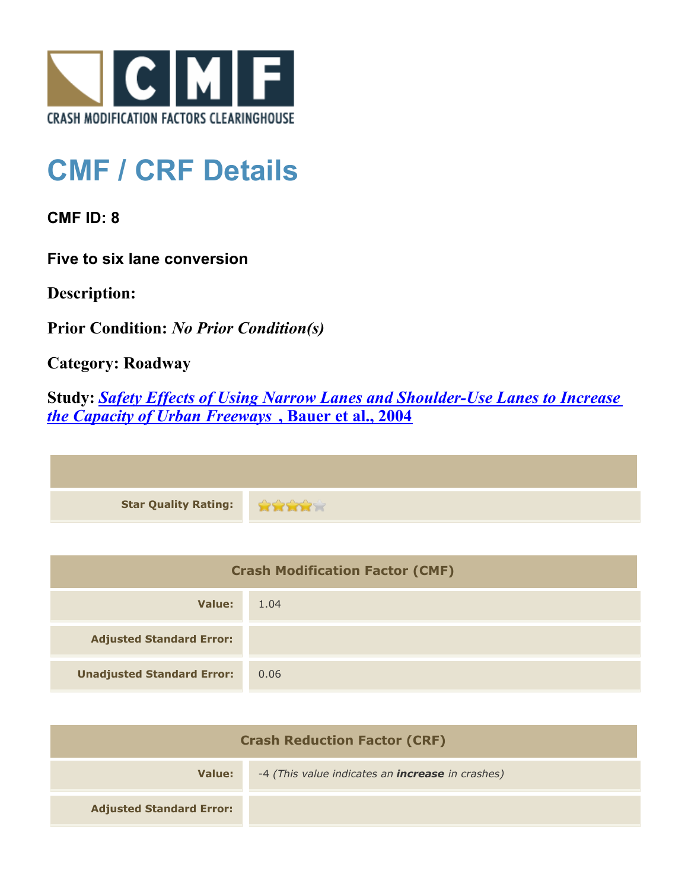CRASH MODIFICATION FACTORS CLEARINGHOUSE

# CMF / CRF Details

**CMF ID: 8**

**Five to six lane conversion**

**Description:**

**Prior Condition:** ***No Prior Condition(s)***

**Category: Roadway**

**Study:** ***Safety Effects of Using Narrow Lanes and Shoulder-Use Lanes to Increase the Capacity of Urban Freeways*** **, Bauer et al., 2004**

| | |
|---|---|
| **Star Quality Rating:** | ★★★★☆ |

| Crash Modification Factor (CMF) | |
|---|---|
| **Value:** | 1.04 |
| **Adjusted Standard Error:** | |
| **Unadjusted Standard Error:** | 0.06 |

| Crash Reduction Factor (CRF) | |
|---|---|
| **Value:** | -4 *(This value indicates an* ***increase*** *in crashes)* |
| **Adjusted Standard Error:** | |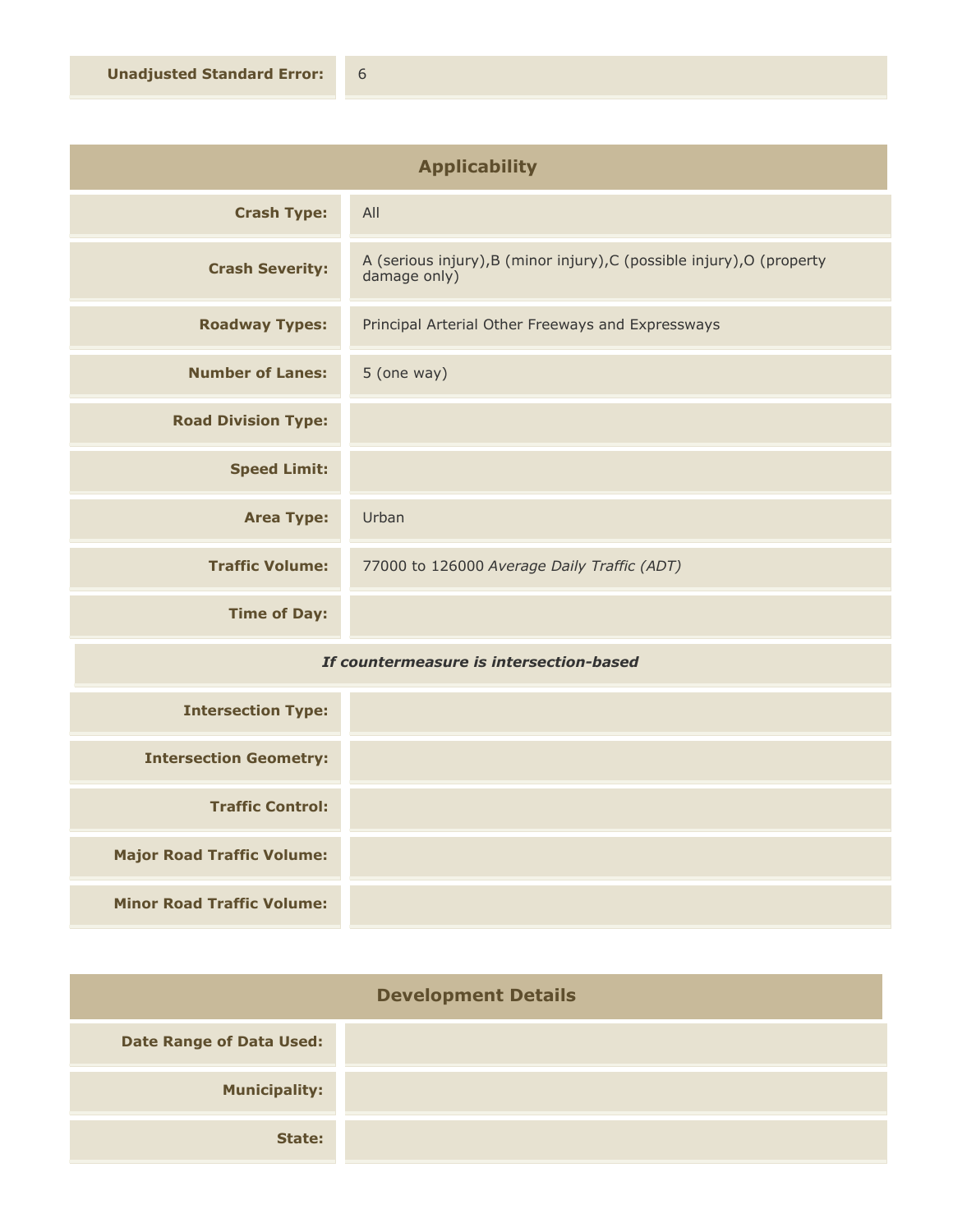| | |
|---|---|
| **Unadjusted Standard Error:** | 6 |

## Applicability

| | |
|---|---|
| **Crash Type:** | All |
| **Crash Severity:** | A (serious injury),B (minor injury),C (possible injury),O (property damage only) |
| **Roadway Types:** | Principal Arterial Other Freeways and Expressways |
| **Number of Lanes:** | 5 (one way) |
| **Road Division Type:** | |
| **Speed Limit:** | |
| **Area Type:** | Urban |
| **Traffic Volume:** | 77000 to 126000 *Average Daily Traffic (ADT)* |
| **Time of Day:** | |

***If countermeasure is intersection-based***

| | |
|---|---|
| **Intersection Type:** | |
| **Intersection Geometry:** | |
| **Traffic Control:** | |
| **Major Road Traffic Volume:** | |
| **Minor Road Traffic Volume:** | |

## Development Details

| | |
|---|---|
| **Date Range of Data Used:** | |
| **Municipality:** | |
| **State:** | |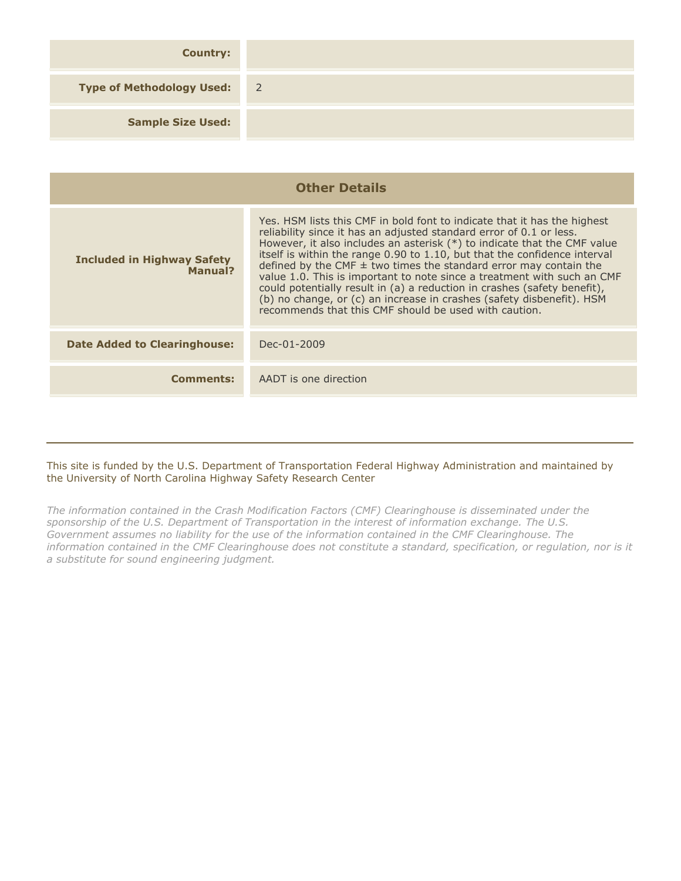| | |
|---|---|
| **Country:** | |
| **Type of Methodology Used:** | 2 |
| **Sample Size Used:** | |

## Other Details

| | |
|---|---|
| **Included in Highway Safety Manual?** | Yes. HSM lists this CMF in bold font to indicate that it has the highest reliability since it has an adjusted standard error of 0.1 or less. However, it also includes an asterisk (*) to indicate that the CMF value itself is within the range 0.90 to 1.10, but that the confidence interval defined by the CMF ± two times the standard error may contain the value 1.0. This is important to note since a treatment with such an CMF could potentially result in (a) a reduction in crashes (safety benefit), (b) no change, or (c) an increase in crashes (safety disbenefit). HSM recommends that this CMF should be used with caution. |
| **Date Added to Clearinghouse:** | Dec-01-2009 |
| **Comments:** | AADT is one direction |

---

This site is funded by the U.S. Department of Transportation Federal Highway Administration and maintained by the University of North Carolina Highway Safety Research Center

*The information contained in the Crash Modification Factors (CMF) Clearinghouse is disseminated under the sponsorship of the U.S. Department of Transportation in the interest of information exchange. The U.S. Government assumes no liability for the use of the information contained in the CMF Clearinghouse. The information contained in the CMF Clearinghouse does not constitute a standard, specification, or regulation, nor is it a substitute for sound engineering judgment.*